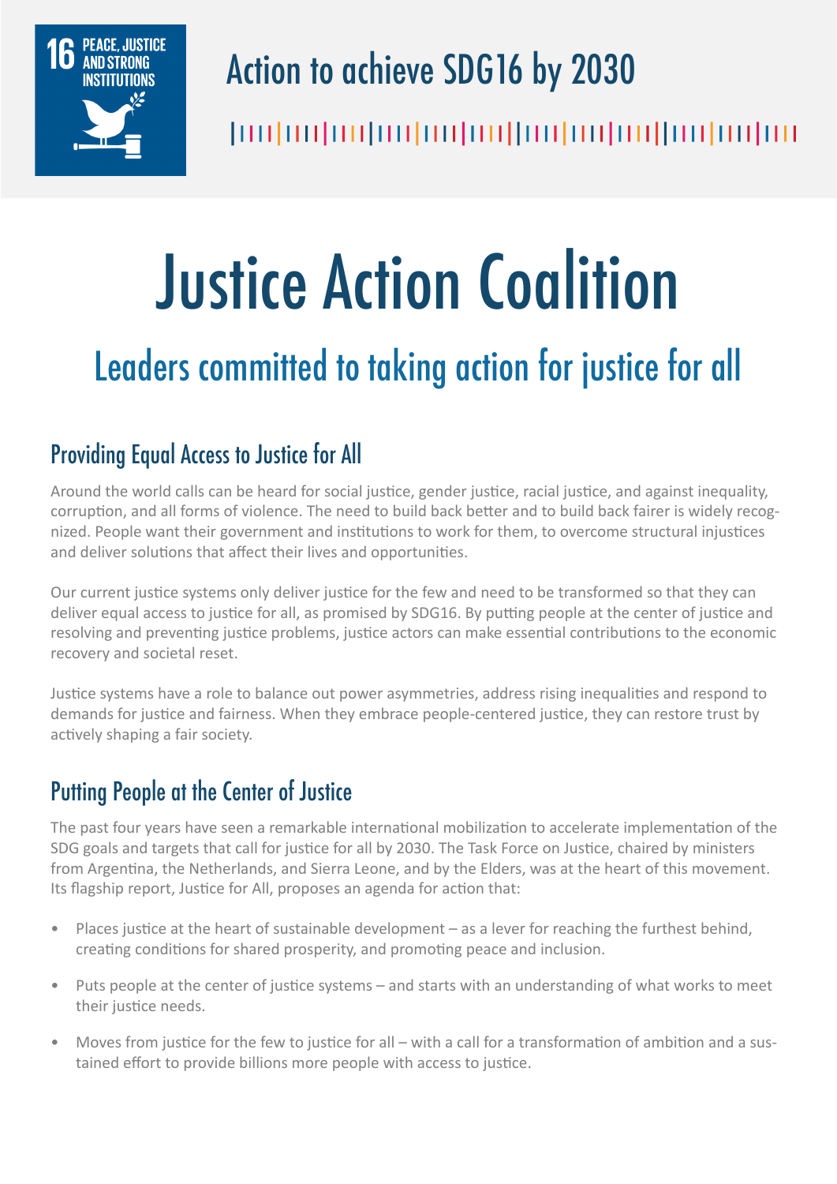16 PEACE, JUSTICE AND STRONG INSTITUTIONS

# Action to achieve SDG16 by 2030

# Justice Action Coalition

## Leaders committed to taking action for justice for all

### Providing Equal Access to Justice for All

Around the world calls can be heard for social justice, gender justice, racial justice, and against inequality, corruption, and all forms of violence. The need to build back better and to build back fairer is widely recognized. People want their government and institutions to work for them, to overcome structural injustices and deliver solutions that affect their lives and opportunities.

Our current justice systems only deliver justice for the few and need to be transformed so that they can deliver equal access to justice for all, as promised by SDG16. By putting people at the center of justice and resolving and preventing justice problems, justice actors can make essential contributions to the economic recovery and societal reset.

Justice systems have a role to balance out power asymmetries, address rising inequalities and respond to demands for justice and fairness. When they embrace people-centered justice, they can restore trust by actively shaping a fair society.

### Putting People at the Center of Justice

The past four years have seen a remarkable international mobilization to accelerate implementation of the SDG goals and targets that call for justice for all by 2030. The Task Force on Justice, chaired by ministers from Argentina, the Netherlands, and Sierra Leone, and by the Elders, was at the heart of this movement. Its flagship report, Justice for All, proposes an agenda for action that:

- Places justice at the heart of sustainable development – as a lever for reaching the furthest behind, creating conditions for shared prosperity, and promoting peace and inclusion.
- Puts people at the center of justice systems – and starts with an understanding of what works to meet their justice needs.
- Moves from justice for the few to justice for all – with a call for a transformation of ambition and a sustained effort to provide billions more people with access to justice.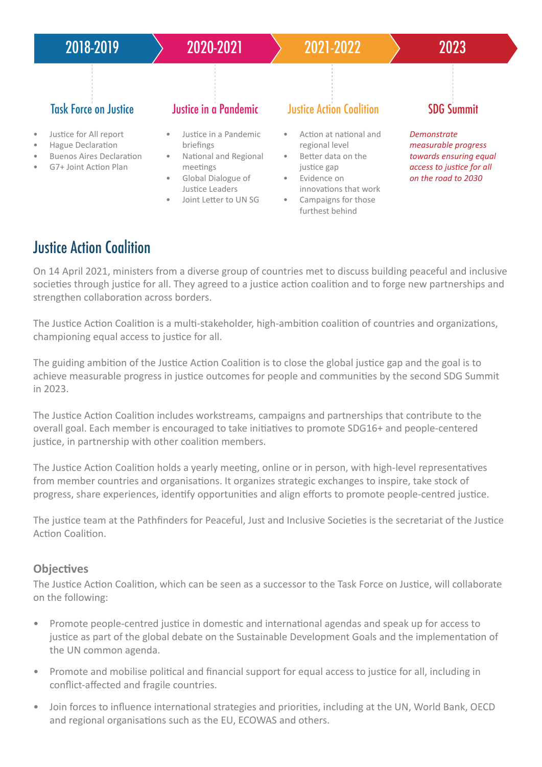| 2018-2019 | 2020-2021 | 2021-2022 | 2023 |
|---|---|---|---|
| **Task Force on Justice** | **Justice in a Pandemic** | **Justice Action Coalition** | **SDG Summit** |
| • Justice for All report<br>• Hague Declaration<br>• Buenos Aires Declaration<br>• G7+ Joint Action Plan | • Justice in a Pandemic briefings<br>• National and Regional meetings<br>• Global Dialogue of Justice Leaders<br>• Joint Letter to UN SG | • Action at national and regional level<br>• Better data on the justice gap<br>• Evidence on innovations that work<br>• Campaigns for those furthest behind | *Demonstrate measurable progress towards ensuring equal access to justice for all on the road to 2030* |

# Justice Action Coalition

On 14 April 2021, ministers from a diverse group of countries met to discuss building peaceful and inclusive societies through justice for all. They agreed to a justice action coalition and to forge new partnerships and strengthen collaboration across borders.

The Justice Action Coalition is a multi-stakeholder, high-ambition coalition of countries and organizations, championing equal access to justice for all.

The guiding ambition of the Justice Action Coalition is to close the global justice gap and the goal is to achieve measurable progress in justice outcomes for people and communities by the second SDG Summit in 2023.

The Justice Action Coalition includes workstreams, campaigns and partnerships that contribute to the overall goal. Each member is encouraged to take initiatives to promote SDG16+ and people-centered justice, in partnership with other coalition members.

The Justice Action Coalition holds a yearly meeting, online or in person, with high-level representatives from member countries and organisations. It organizes strategic exchanges to inspire, take stock of progress, share experiences, identify opportunities and align efforts to promote people-centred justice.

The justice team at the Pathfinders for Peaceful, Just and Inclusive Societies is the secretariat of the Justice Action Coalition.

### Objectives

The Justice Action Coalition, which can be seen as a successor to the Task Force on Justice, will collaborate on the following:

- Promote people-centred justice in domestic and international agendas and speak up for access to justice as part of the global debate on the Sustainable Development Goals and the implementation of the UN common agenda.
- Promote and mobilise political and financial support for equal access to justice for all, including in conflict-affected and fragile countries.
- Join forces to influence international strategies and priorities, including at the UN, World Bank, OECD and regional organisations such as the EU, ECOWAS and others.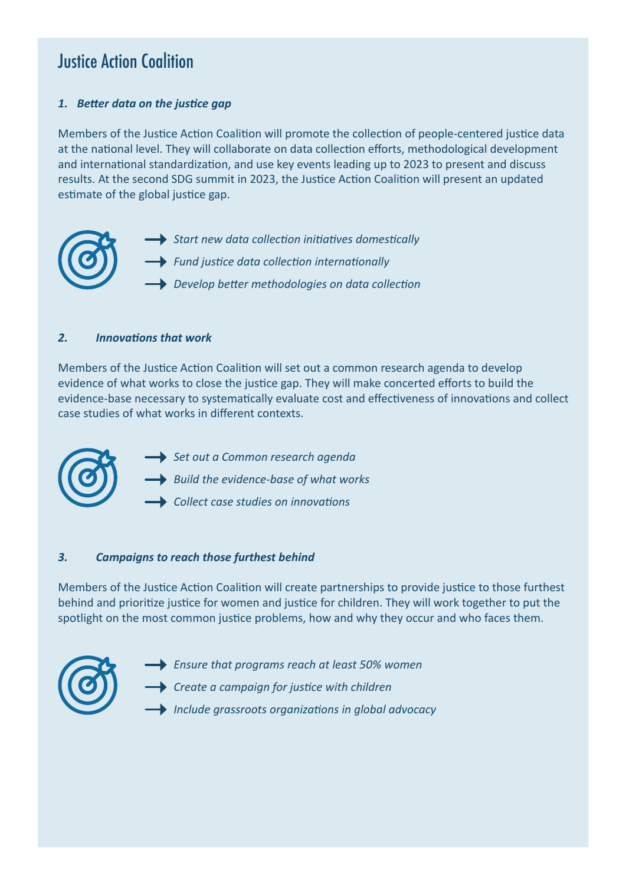# Justice Action Coalition

### *1. Better data on the justice gap*

Members of the Justice Action Coalition will promote the collection of people-centered justice data at the national level. They will collaborate on data collection efforts, methodological development and international standardization, and use key events leading up to 2023 to present and discuss results. At the second SDG summit in 2023, the Justice Action Coalition will present an updated estimate of the global justice gap.

- *Start new data collection initiatives domestically*
- *Fund justice data collection internationally*
- *Develop better methodologies on data collection*

### *2. Innovations that work*

Members of the Justice Action Coalition will set out a common research agenda to develop evidence of what works to close the justice gap. They will make concerted efforts to build the evidence-base necessary to systematically evaluate cost and effectiveness of innovations and collect case studies of what works in different contexts.

- *Set out a Common research agenda*
- *Build the evidence-base of what works*
- *Collect case studies on innovations*

### *3. Campaigns to reach those furthest behind*

Members of the Justice Action Coalition will create partnerships to provide justice to those furthest behind and prioritize justice for women and justice for children. They will work together to put the spotlight on the most common justice problems, how and why they occur and who faces them.

- *Ensure that programs reach at least 50% women*
- *Create a campaign for justice with children*
- *Include grassroots organizations in global advocacy*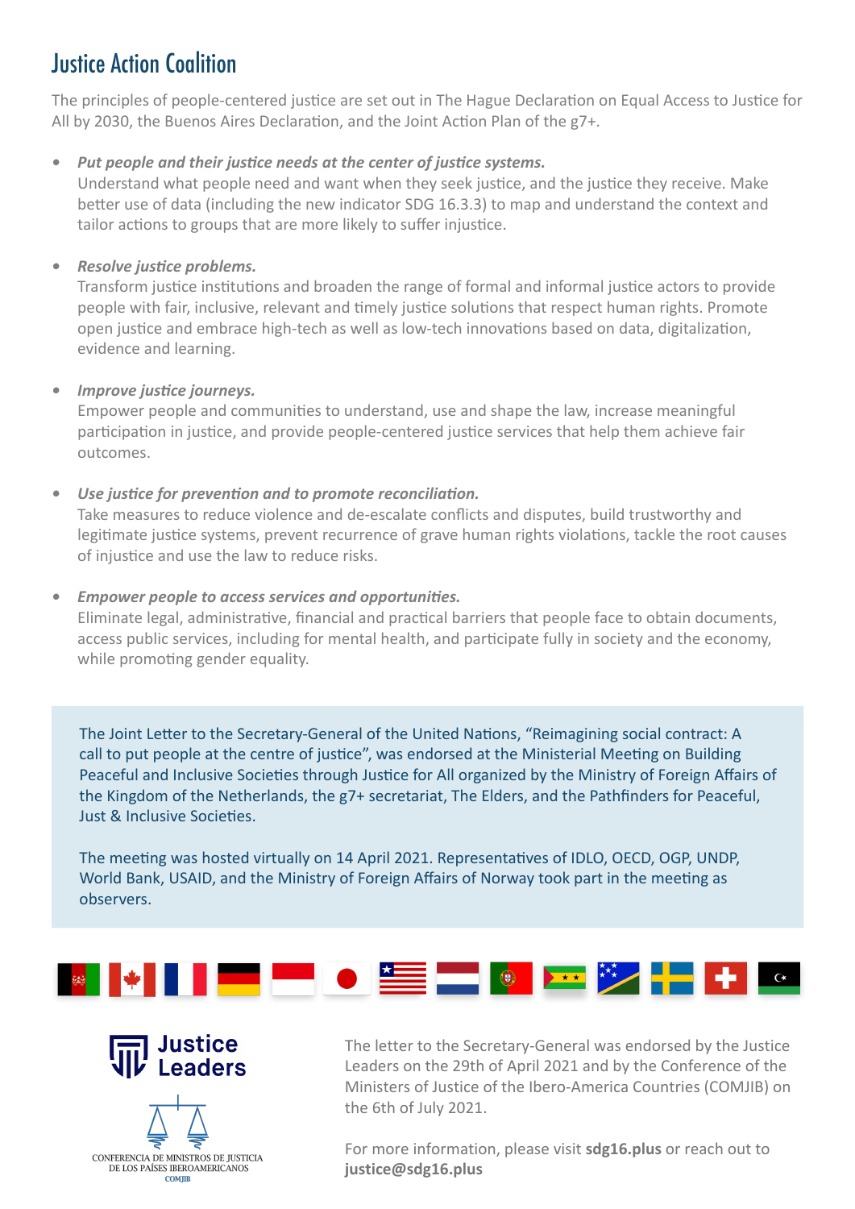# Justice Action Coalition

The principles of people-centered justice are set out in The Hague Declaration on Equal Access to Justice for All by 2030, the Buenos Aires Declaration, and the Joint Action Plan of the g7+.

- ***Put people and their justice needs at the center of justice systems.***
  Understand what people need and want when they seek justice, and the justice they receive. Make better use of data (including the new indicator SDG 16.3.3) to map and understand the context and tailor actions to groups that are more likely to suffer injustice.

- ***Resolve justice problems.***
  Transform justice institutions and broaden the range of formal and informal justice actors to provide people with fair, inclusive, relevant and timely justice solutions that respect human rights. Promote open justice and embrace high-tech as well as low-tech innovations based on data, digitalization, evidence and learning.

- ***Improve justice journeys.***
  Empower people and communities to understand, use and shape the law, increase meaningful participation in justice, and provide people-centered justice services that help them achieve fair outcomes.

- ***Use justice for prevention and to promote reconciliation.***
  Take measures to reduce violence and de-escalate conflicts and disputes, build trustworthy and legitimate justice systems, prevent recurrence of grave human rights violations, tackle the root causes of injustice and use the law to reduce risks.

- ***Empower people to access services and opportunities.***
  Eliminate legal, administrative, financial and practical barriers that people face to obtain documents, access public services, including for mental health, and participate fully in society and the economy, while promoting gender equality.

The Joint Letter to the Secretary-General of the United Nations, "Reimagining social contract: A call to put people at the centre of justice", was endorsed at the Ministerial Meeting on Building Peaceful and Inclusive Societies through Justice for All organized by the Ministry of Foreign Affairs of the Kingdom of the Netherlands, the g7+ secretariat, The Elders, and the Pathfinders for Peaceful, Just & Inclusive Societies.

The meeting was hosted virtually on 14 April 2021. Representatives of IDLO, OECD, OGP, UNDP, World Bank, USAID, and the Ministry of Foreign Affairs of Norway took part in the meeting as observers.

Justice Leaders

CONFERENCIA DE MINISTROS DE JUSTICIA DE LOS PAÍSES IBEROAMERICANOS
COMJIB

The letter to the Secretary-General was endorsed by the Justice Leaders on the 29th of April 2021 and by the Conference of the Ministers of Justice of the Ibero-America Countries (COMJIB) on the 6th of July 2021.

For more information, please visit **sdg16.plus** or reach out to **justice@sdg16.plus**